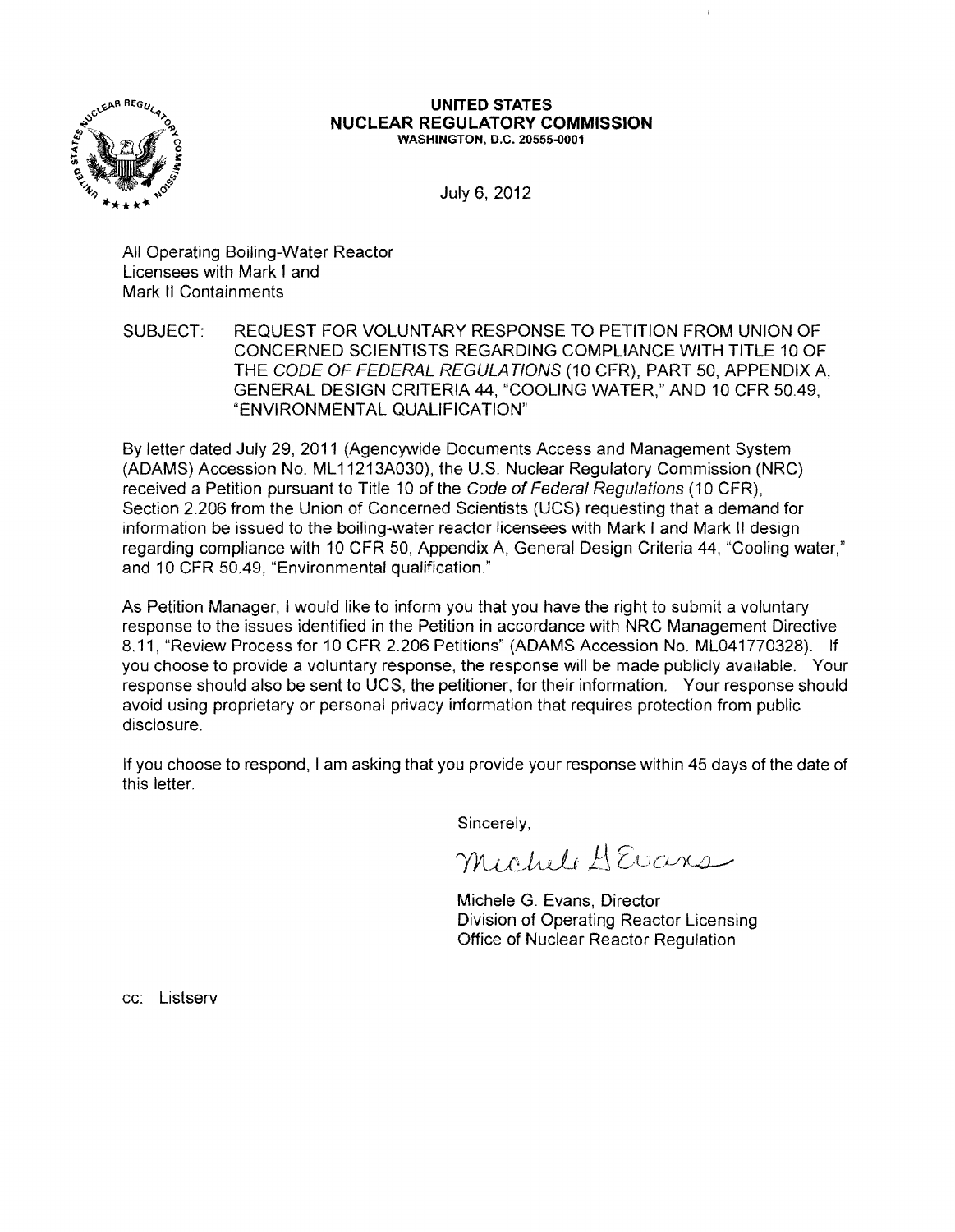**UNITED STATES**
**NUCLEAR REGULATORY COMMISSION**
**WASHINGTON, D.C. 20555-0001**

July 6, 2012

All Operating Boiling-Water Reactor
Licensees with Mark I and
Mark II Containments

SUBJECT: REQUEST FOR VOLUNTARY RESPONSE TO PETITION FROM UNION OF CONCERNED SCIENTISTS REGARDING COMPLIANCE WITH TITLE 10 OF THE *CODE OF FEDERAL REGULATIONS* (10 CFR), PART 50, APPENDIX A, GENERAL DESIGN CRITERIA 44, "COOLING WATER," AND 10 CFR 50.49, "ENVIRONMENTAL QUALIFICATION"

By letter dated July 29, 2011 (Agencywide Documents Access and Management System (ADAMS) Accession No. ML11213A030), the U.S. Nuclear Regulatory Commission (NRC) received a Petition pursuant to Title 10 of the *Code of Federal Regulations* (10 CFR), Section 2.206 from the Union of Concerned Scientists (UCS) requesting that a demand for information be issued to the boiling-water reactor licensees with Mark I and Mark II design regarding compliance with 10 CFR 50, Appendix A, General Design Criteria 44, "Cooling water," and 10 CFR 50.49, "Environmental qualification."

As Petition Manager, I would like to inform you that you have the right to submit a voluntary response to the issues identified in the Petition in accordance with NRC Management Directive 8.11, "Review Process for 10 CFR 2.206 Petitions" (ADAMS Accession No. ML041770328). If you choose to provide a voluntary response, the response will be made publicly available. Your response should also be sent to UCS, the petitioner, for their information. Your response should avoid using proprietary or personal privacy information that requires protection from public disclosure.

If you choose to respond, I am asking that you provide your response within 45 days of the date of this letter.

Sincerely,

Michele G. Evans

Michele G. Evans, Director
Division of Operating Reactor Licensing
Office of Nuclear Reactor Regulation

cc: Listserv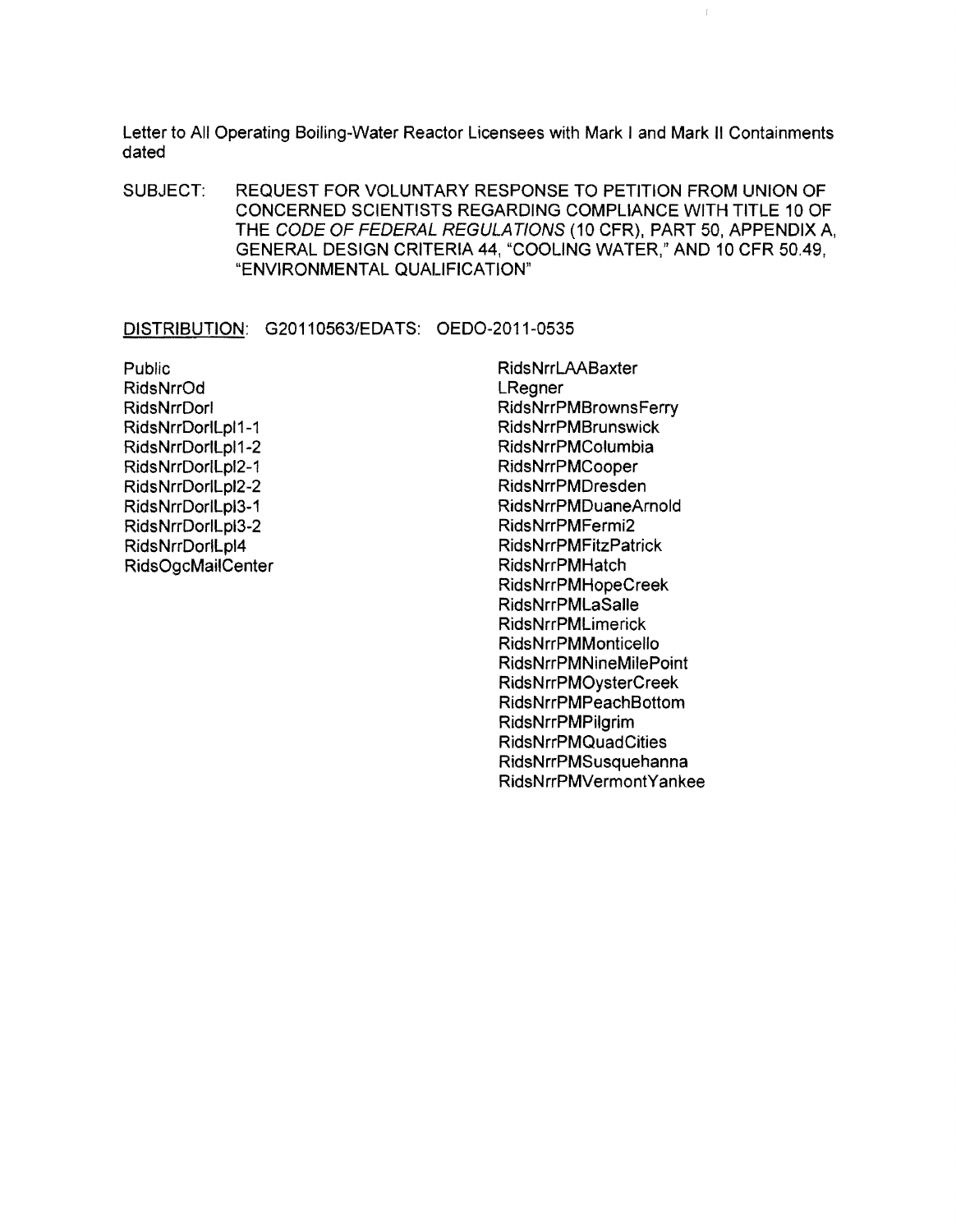Letter to All Operating Boiling-Water Reactor Licensees with Mark I and Mark II Containments dated

SUBJECT: REQUEST FOR VOLUNTARY RESPONSE TO PETITION FROM UNION OF CONCERNED SCIENTISTS REGARDING COMPLIANCE WITH TITLE 10 OF THE *CODE OF FEDERAL REGULATIONS* (10 CFR), PART 50, APPENDIX A, GENERAL DESIGN CRITERIA 44, "COOLING WATER," AND 10 CFR 50.49, "ENVIRONMENTAL QUALIFICATION"

DISTRIBUTION: G20110563/EDATS: OEDO-2011-0535

Public
RidsNrrOd
RidsNrrDorl
RidsNrrDorlLpl1-1
RidsNrrDorlLpl1-2
RidsNrrDorlLpl2-1
RidsNrrDorlLpl2-2
RidsNrrDorlLpl3-1
RidsNrrDorlLpl3-2
RidsNrrDorlLpl4
RidsOgcMailCenter
RidsNrrLAABaxter
LRegner
RidsNrrPMBrownsFerry
RidsNrrPMBrunswick
RidsNrrPMColumbia
RidsNrrPMCooper
RidsNrrPMDresden
RidsNrrPMDuaneArnold
RidsNrrPMFermi2
RidsNrrPMFitzPatrick
RidsNrrPMHatch
RidsNrrPMHopeCreek
RidsNrrPMLaSalle
RidsNrrPMLimerick
RidsNrrPMMonticello
RidsNrrPMNineMilePoint
RidsNrrPMOysterCreek
RidsNrrPMPeachBottom
RidsNrrPMPilgrim
RidsNrrPMQuadCities
RidsNrrPMSusquehanna
RidsNrrPMVermontYankee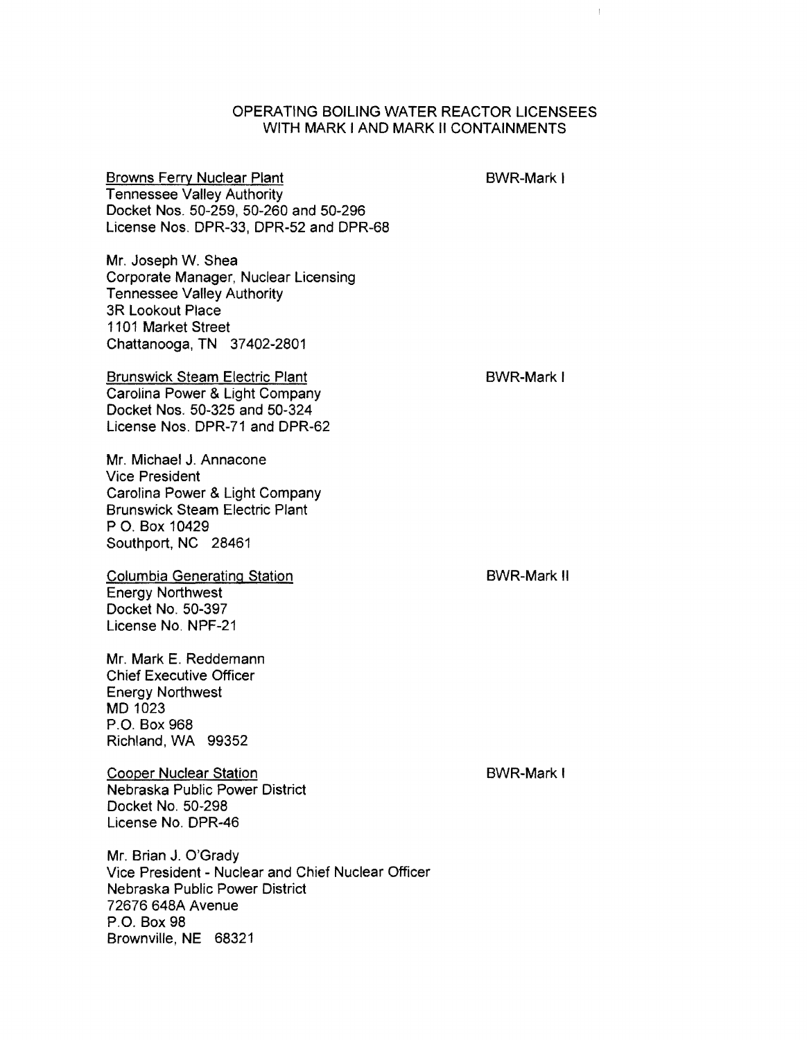# OPERATING BOILING WATER REACTOR LICENSEES WITH MARK I AND MARK II CONTAINMENTS

Browns Ferry Nuclear Plant — BWR-Mark I
Tennessee Valley Authority
Docket Nos. 50-259, 50-260 and 50-296
License Nos. DPR-33, DPR-52 and DPR-68

Mr. Joseph W. Shea
Corporate Manager, Nuclear Licensing
Tennessee Valley Authority
3R Lookout Place
1101 Market Street
Chattanooga, TN 37402-2801

Brunswick Steam Electric Plant — BWR-Mark I
Carolina Power & Light Company
Docket Nos. 50-325 and 50-324
License Nos. DPR-71 and DPR-62

Mr. Michael J. Annacone
Vice President
Carolina Power & Light Company
Brunswick Steam Electric Plant
P O. Box 10429
Southport, NC 28461

Columbia Generating Station — BWR-Mark II
Energy Northwest
Docket No. 50-397
License No. NPF-21

Mr. Mark E. Reddemann
Chief Executive Officer
Energy Northwest
MD 1023
P.O. Box 968
Richland, WA 99352

Cooper Nuclear Station — BWR-Mark I
Nebraska Public Power District
Docket No. 50-298
License No. DPR-46

Mr. Brian J. O'Grady
Vice President - Nuclear and Chief Nuclear Officer
Nebraska Public Power District
72676 648A Avenue
P.O. Box 98
Brownville, NE 68321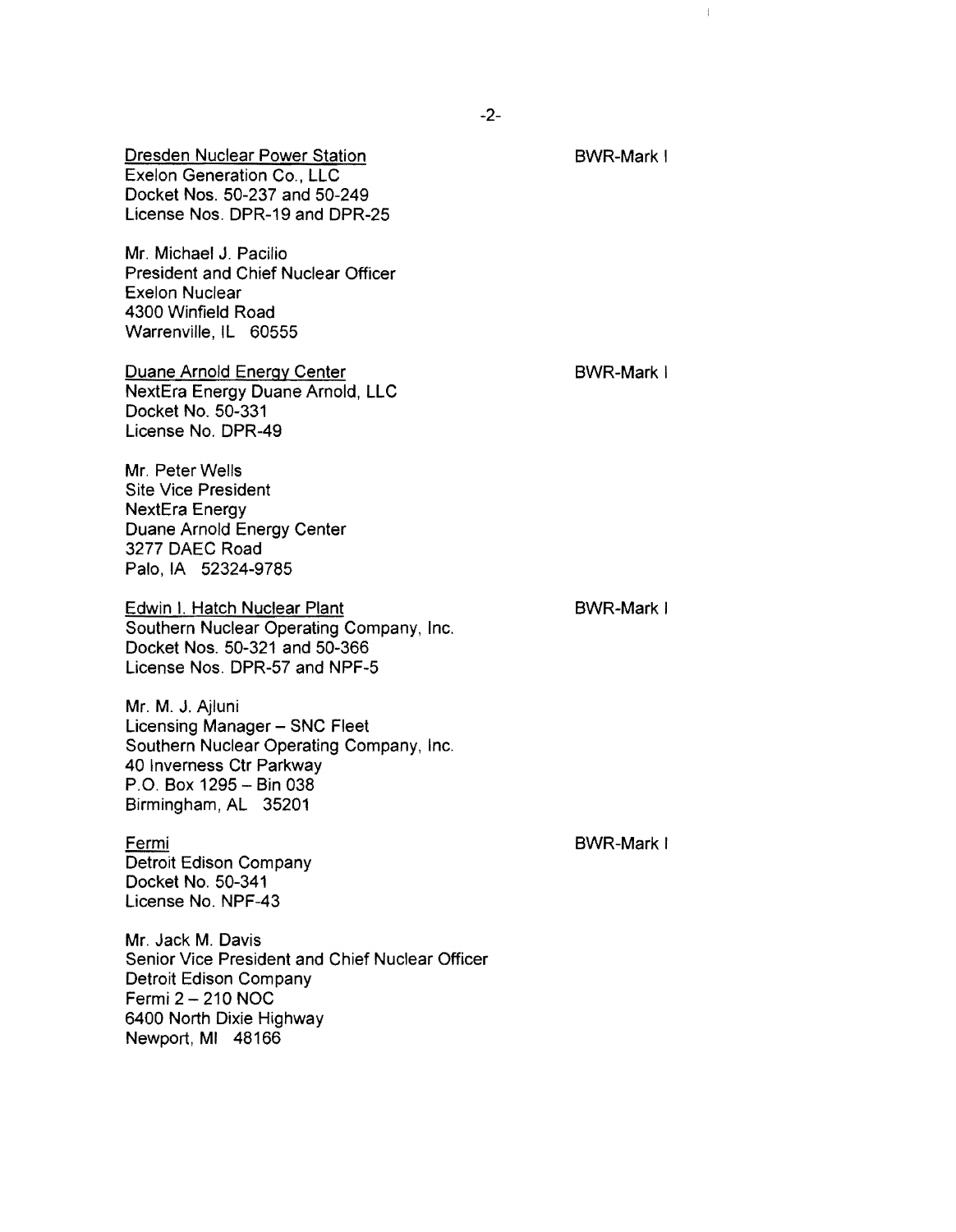Dresden Nuclear Power Station
Exelon Generation Co., LLC
Docket Nos. 50-237 and 50-249
License Nos. DPR-19 and DPR-25

BWR-Mark I

Mr. Michael J. Pacilio
President and Chief Nuclear Officer
Exelon Nuclear
4300 Winfield Road
Warrenville, IL 60555

Duane Arnold Energy Center
NextEra Energy Duane Arnold, LLC
Docket No. 50-331
License No. DPR-49

BWR-Mark I

Mr. Peter Wells
Site Vice President
NextEra Energy
Duane Arnold Energy Center
3277 DAEC Road
Palo, IA 52324-9785

Edwin I. Hatch Nuclear Plant
Southern Nuclear Operating Company, Inc.
Docket Nos. 50-321 and 50-366
License Nos. DPR-57 and NPF-5

BWR-Mark I

Mr. M. J. Ajluni
Licensing Manager – SNC Fleet
Southern Nuclear Operating Company, Inc.
40 Inverness Ctr Parkway
P.O. Box 1295 – Bin 038
Birmingham, AL 35201

Fermi
Detroit Edison Company
Docket No. 50-341
License No. NPF-43

BWR-Mark I

Mr. Jack M. Davis
Senior Vice President and Chief Nuclear Officer
Detroit Edison Company
Fermi 2 – 210 NOC
6400 North Dixie Highway
Newport, MI 48166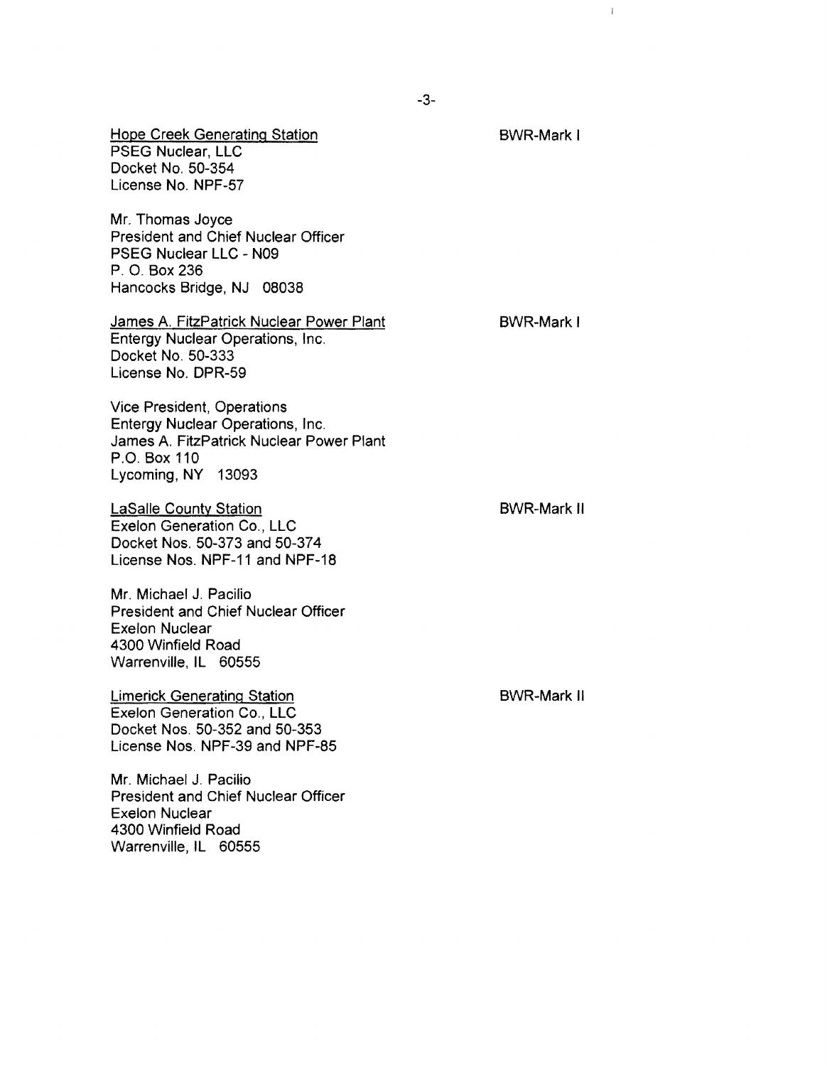Hope Creek Generating Station — BWR-Mark I
PSEG Nuclear, LLC
Docket No. 50-354
License No. NPF-57

Mr. Thomas Joyce
President and Chief Nuclear Officer
PSEG Nuclear LLC - N09
P. O. Box 236
Hancocks Bridge, NJ 08038

James A. FitzPatrick Nuclear Power Plant — BWR-Mark I
Entergy Nuclear Operations, Inc.
Docket No. 50-333
License No. DPR-59

Vice President, Operations
Entergy Nuclear Operations, Inc.
James A. FitzPatrick Nuclear Power Plant
P.O. Box 110
Lycoming, NY 13093

LaSalle County Station — BWR-Mark II
Exelon Generation Co., LLC
Docket Nos. 50-373 and 50-374
License Nos. NPF-11 and NPF-18

Mr. Michael J. Pacilio
President and Chief Nuclear Officer
Exelon Nuclear
4300 Winfield Road
Warrenville, IL 60555

Limerick Generating Station — BWR-Mark II
Exelon Generation Co., LLC
Docket Nos. 50-352 and 50-353
License Nos. NPF-39 and NPF-85

Mr. Michael J. Pacilio
President and Chief Nuclear Officer
Exelon Nuclear
4300 Winfield Road
Warrenville, IL 60555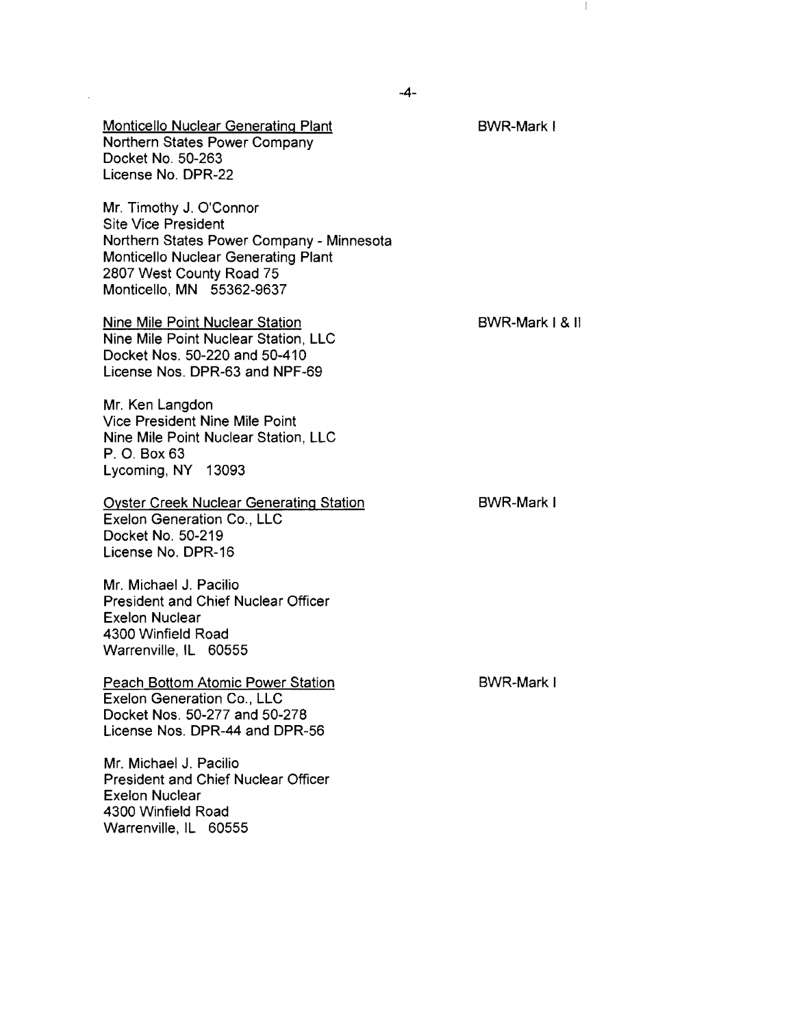<u>Monticello Nuclear Generating Plant</u> BWR-Mark I
Northern States Power Company
Docket No. 50-263
License No. DPR-22

Mr. Timothy J. O'Connor
Site Vice President
Northern States Power Company - Minnesota
Monticello Nuclear Generating Plant
2807 West County Road 75
Monticello, MN 55362-9637

<u>Nine Mile Point Nuclear Station</u> BWR-Mark I & II
Nine Mile Point Nuclear Station, LLC
Docket Nos. 50-220 and 50-410
License Nos. DPR-63 and NPF-69

Mr. Ken Langdon
Vice President Nine Mile Point
Nine Mile Point Nuclear Station, LLC
P. O. Box 63
Lycoming, NY 13093

<u>Oyster Creek Nuclear Generating Station</u> BWR-Mark I
Exelon Generation Co., LLC
Docket No. 50-219
License No. DPR-16

Mr. Michael J. Pacilio
President and Chief Nuclear Officer
Exelon Nuclear
4300 Winfield Road
Warrenville, IL 60555

<u>Peach Bottom Atomic Power Station</u> BWR-Mark I
Exelon Generation Co., LLC
Docket Nos. 50-277 and 50-278
License Nos. DPR-44 and DPR-56

Mr. Michael J. Pacilio
President and Chief Nuclear Officer
Exelon Nuclear
4300 Winfield Road
Warrenville, IL 60555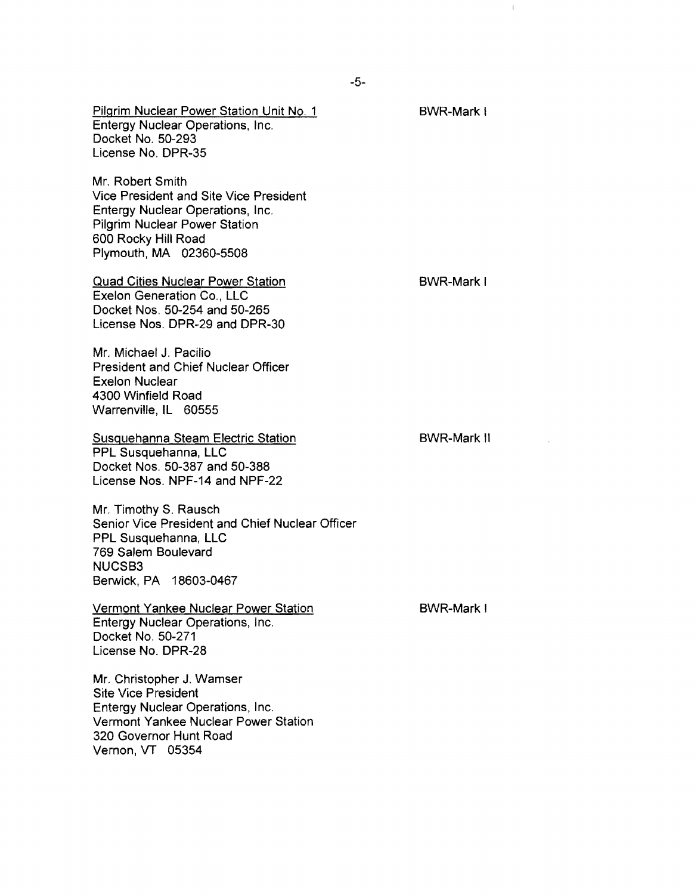Pilgrim Nuclear Power Station Unit No. 1 — BWR-Mark I

Entergy Nuclear Operations, Inc.
Docket No. 50-293
License No. DPR-35

Mr. Robert Smith
Vice President and Site Vice President
Entergy Nuclear Operations, Inc.
Pilgrim Nuclear Power Station
600 Rocky Hill Road
Plymouth, MA 02360-5508

Quad Cities Nuclear Power Station — BWR-Mark I

Exelon Generation Co., LLC
Docket Nos. 50-254 and 50-265
License Nos. DPR-29 and DPR-30

Mr. Michael J. Pacilio
President and Chief Nuclear Officer
Exelon Nuclear
4300 Winfield Road
Warrenville, IL 60555

Susquehanna Steam Electric Station — BWR-Mark II

PPL Susquehanna, LLC
Docket Nos. 50-387 and 50-388
License Nos. NPF-14 and NPF-22

Mr. Timothy S. Rausch
Senior Vice President and Chief Nuclear Officer
PPL Susquehanna, LLC
769 Salem Boulevard
NUCSB3
Berwick, PA 18603-0467

Vermont Yankee Nuclear Power Station — BWR-Mark I

Entergy Nuclear Operations, Inc.
Docket No. 50-271
License No. DPR-28

Mr. Christopher J. Wamser
Site Vice President
Entergy Nuclear Operations, Inc.
Vermont Yankee Nuclear Power Station
320 Governor Hunt Road
Vernon, VT 05354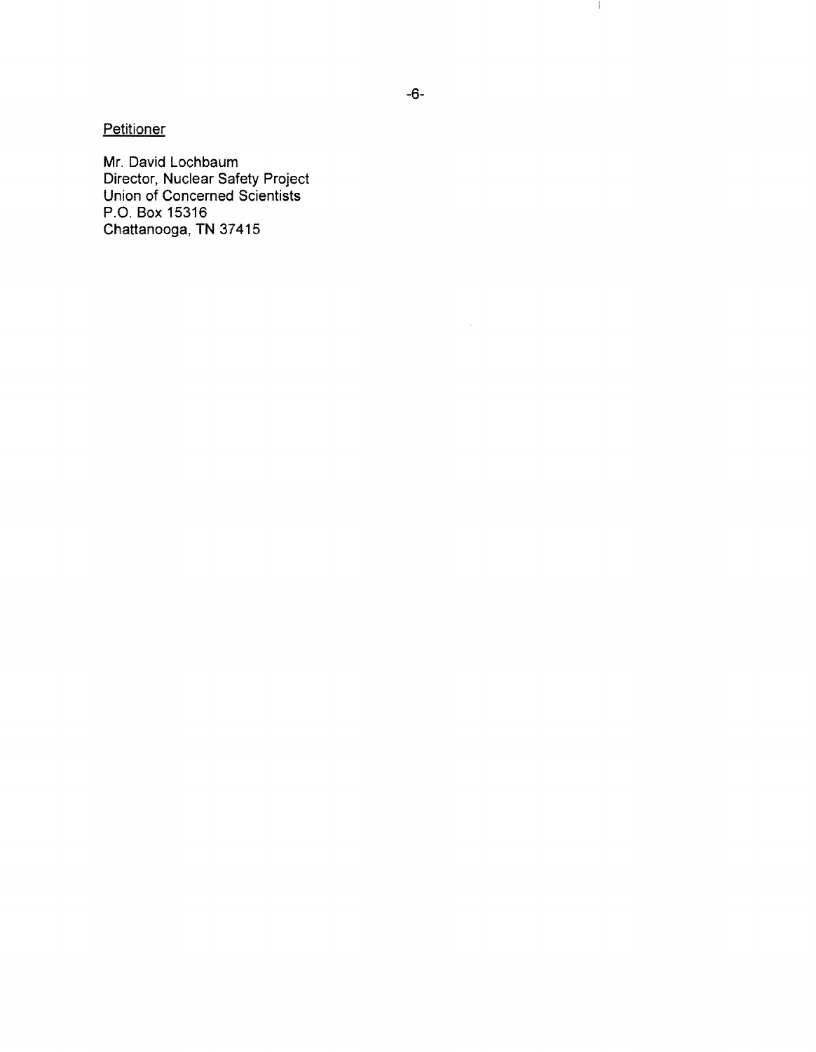Petitioner

Mr. David Lochbaum
Director, Nuclear Safety Project
Union of Concerned Scientists
P.O. Box 15316
Chattanooga, TN 37415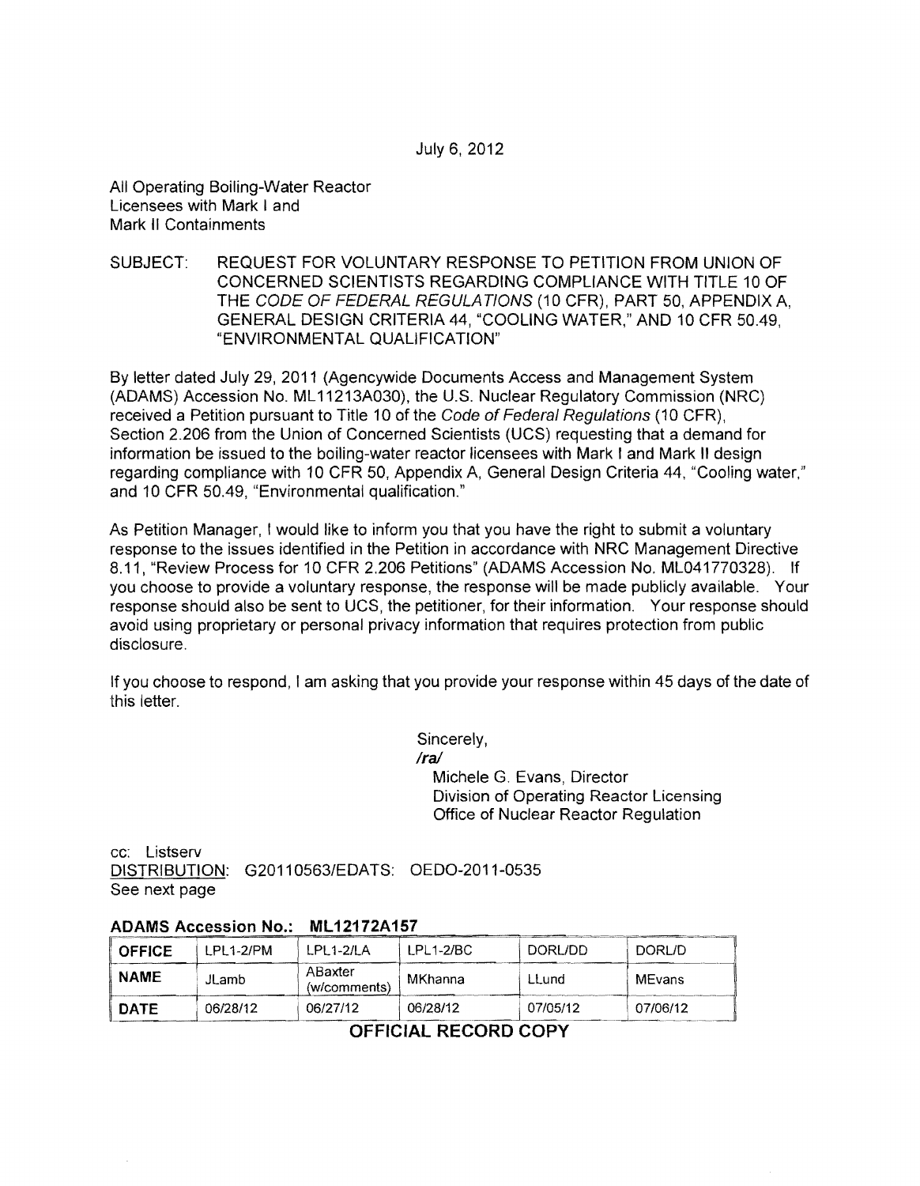July 6, 2012

All Operating Boiling-Water Reactor
Licensees with Mark I and
Mark II Containments

SUBJECT: REQUEST FOR VOLUNTARY RESPONSE TO PETITION FROM UNION OF CONCERNED SCIENTISTS REGARDING COMPLIANCE WITH TITLE 10 OF THE *CODE OF FEDERAL REGULATIONS* (10 CFR), PART 50, APPENDIX A, GENERAL DESIGN CRITERIA 44, "COOLING WATER," AND 10 CFR 50.49, "ENVIRONMENTAL QUALIFICATION"

By letter dated July 29, 2011 (Agencywide Documents Access and Management System (ADAMS) Accession No. ML11213A030), the U.S. Nuclear Regulatory Commission (NRC) received a Petition pursuant to Title 10 of the *Code of Federal Regulations* (10 CFR), Section 2.206 from the Union of Concerned Scientists (UCS) requesting that a demand for information be issued to the boiling-water reactor licensees with Mark I and Mark II design regarding compliance with 10 CFR 50, Appendix A, General Design Criteria 44, "Cooling water," and 10 CFR 50.49, "Environmental qualification."

As Petition Manager, I would like to inform you that you have the right to submit a voluntary response to the issues identified in the Petition in accordance with NRC Management Directive 8.11, "Review Process for 10 CFR 2.206 Petitions" (ADAMS Accession No. ML041770328). If you choose to provide a voluntary response, the response will be made publicly available. Your response should also be sent to UCS, the petitioner, for their information. Your response should avoid using proprietary or personal privacy information that requires protection from public disclosure.

If you choose to respond, I am asking that you provide your response within 45 days of the date of this letter.

Sincerely,
*/ra/*
Michele G. Evans, Director
Division of Operating Reactor Licensing
Office of Nuclear Reactor Regulation

cc: Listserv
DISTRIBUTION: G20110563/EDATS: OEDO-2011-0535
See next page

**ADAMS Accession No.: ML12172A157**

| OFFICE | LPL1-2/PM | LPL1-2/LA | LPL1-2/BC | DORL/DD | DORL/D |
|---|---|---|---|---|---|
| NAME | JLamb | ABaxter (w/comments) | MKhanna | LLund | MEvans |
| DATE | 06/28/12 | 06/27/12 | 06/28/12 | 07/05/12 | 07/06/12 |

**OFFICIAL RECORD COPY**